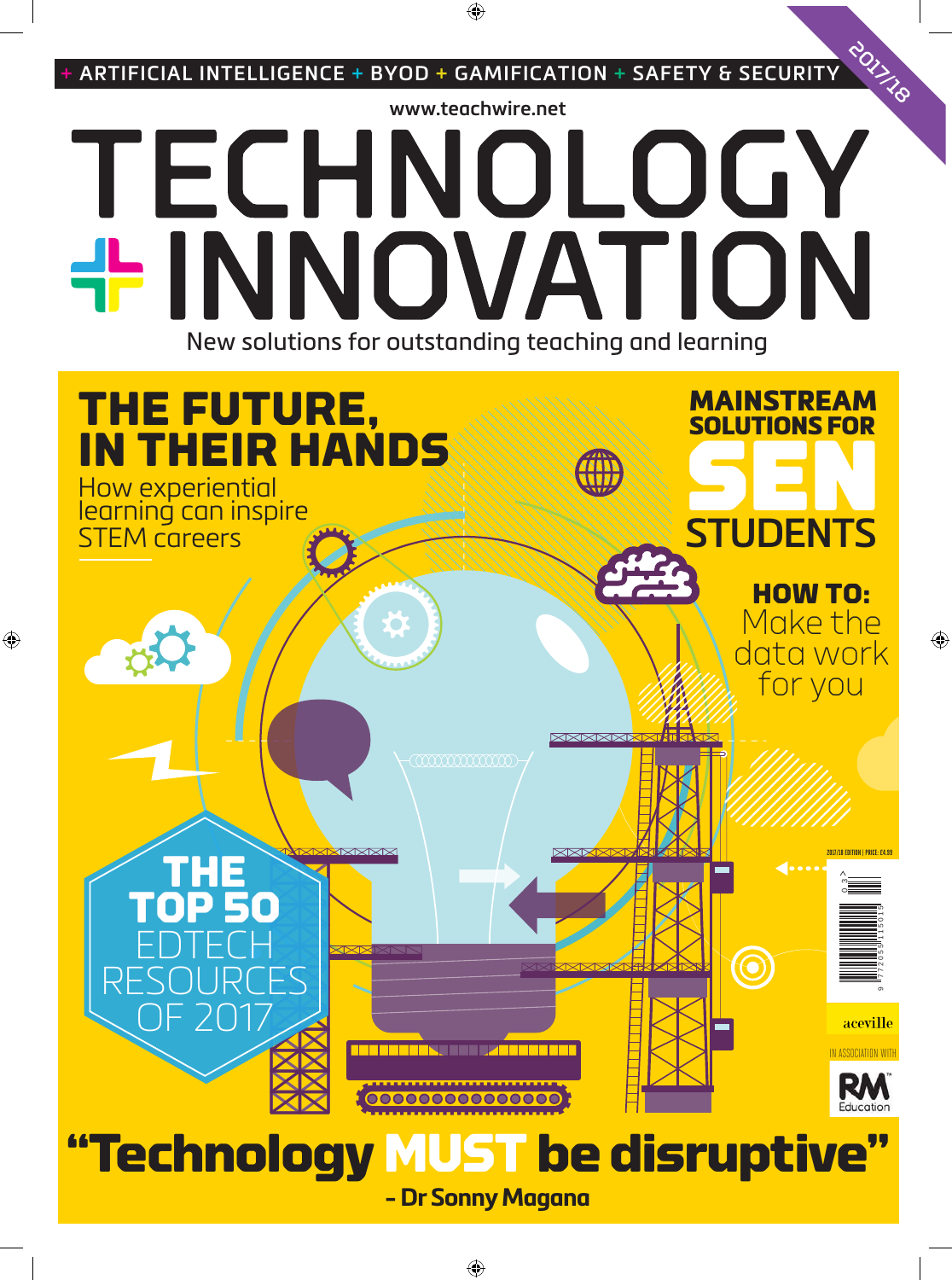+ ARTIFICIAL INTELLIGENCE + BYOD + GAMIFICATION + SAFETY & SECURITY

2017/18

www.teachwire.net

# TECHNOLOGY + INNOVATION

New solutions for outstanding teaching and learning

## THE FUTURE, IN THEIR HANDS

How experiential learning can inspire STEM careers

## MAINSTREAM SOLUTIONS FOR SEN STUDENTS

## HOW TO: Make the data work for you

## THE TOP 50 EDTECH RESOURCES OF 2017

2017/18 EDITION | PRICE: £4.99

aceville

IN ASSOCIATION WITH

RM Education

## "Technology MUST be disruptive"

– Dr Sonny Magana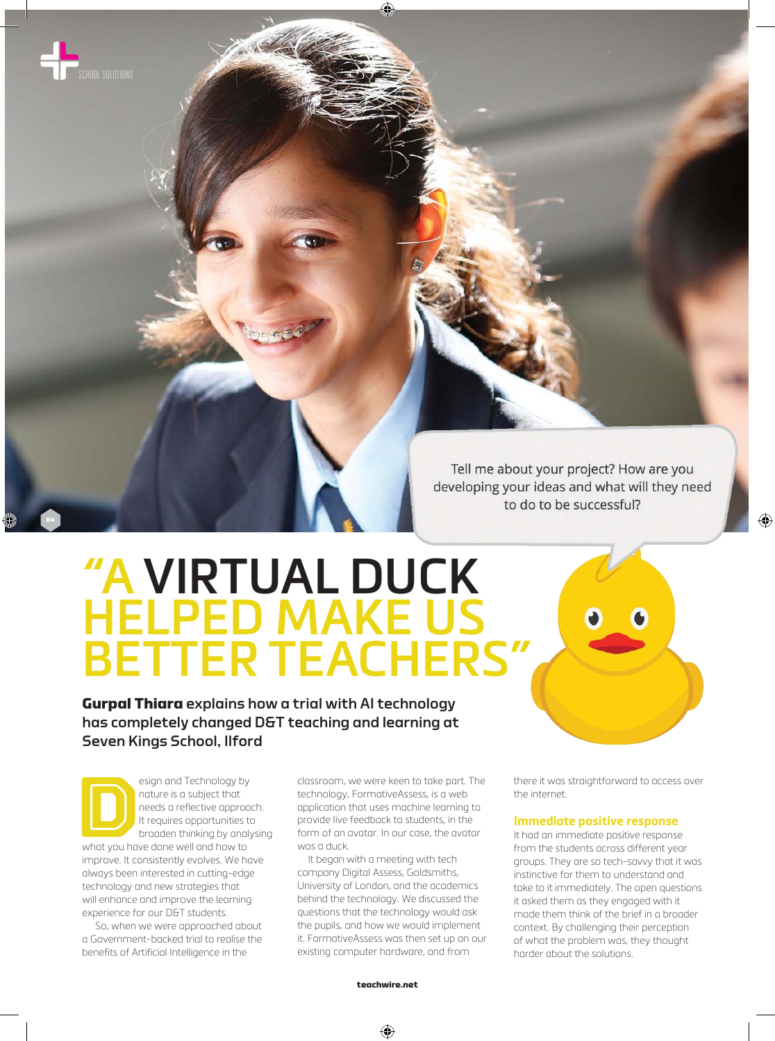Tell me about your project? How are you developing your ideas and what will they need to do to be successful?

# "A VIRTUAL DUCK HELPED MAKE US BETTER TEACHERS"

**Gurpal Thiara explains how a trial with AI technology has completely changed D&T teaching and learning at Seven Kings School, Ilford**

Design and Technology by nature is a subject that needs a reflective approach. It requires opportunities to broaden thinking by analysing what you have done well and how to improve. It consistently evolves. We have always been interested in cutting-edge technology and new strategies that will enhance and improve the learning experience for our D&T students.

So, when we were approached about a Government-backed trial to realise the benefits of Artificial Intelligence in the classroom, we were keen to take part. The technology, FormativeAssess, is a web application that uses machine learning to provide live feedback to students, in the form of an avatar. In our case, the avatar was a duck.

It began with a meeting with tech company Digital Assess, Goldsmiths, University of London, and the academics behind the technology. We discussed the questions that the technology would ask the pupils, and how we would implement it. FormativeAssess was then set up on our existing computer hardware, and from there it was straightforward to access over the internet.

## Immediate positive response

It had an immediate positive response from the students across different year groups. They are so tech-savvy that it was instinctive for them to understand and take to it immediately. The open questions it asked them as they engaged with it made them think of the brief in a broader context. By challenging their perception of what the problem was, they thought harder about the solutions.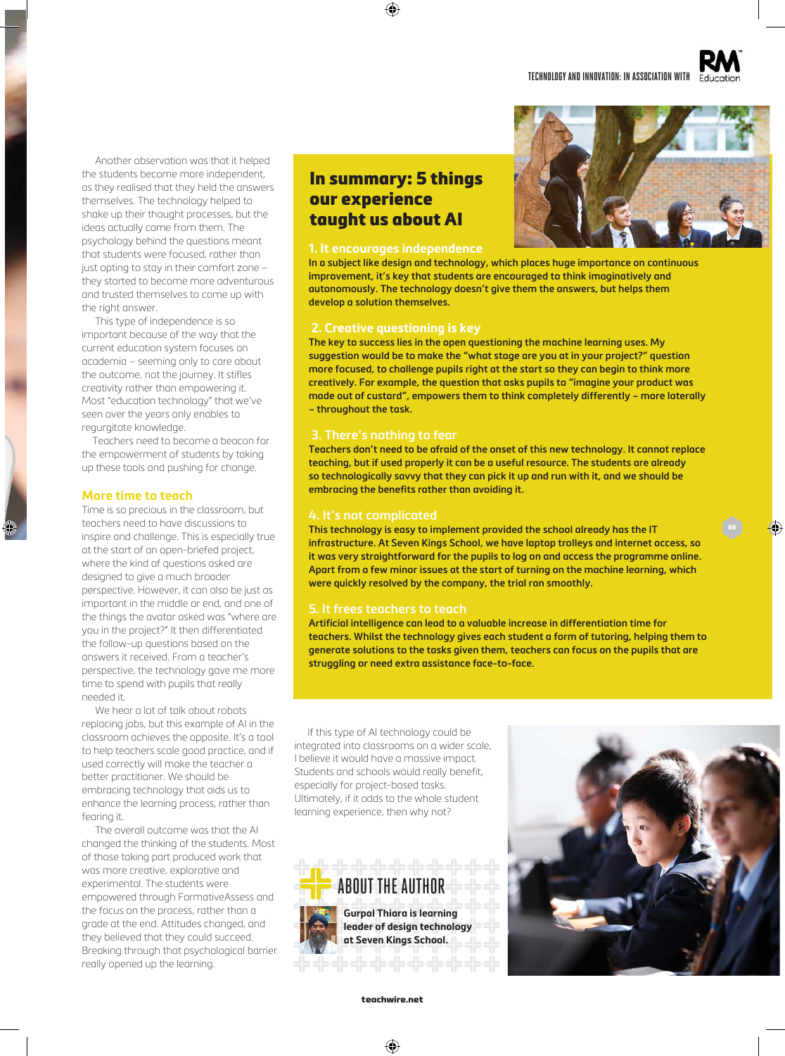Another observation was that it helped the students become more independent, as they realised that they held the answers themselves. The technology helped to shake up their thought processes, but the ideas actually came from them. The psychology behind the questions meant that students were focused, rather than just opting to stay in their comfort zone – they started to become more adventurous and trusted themselves to come up with the right answer.

This type of independence is so important because of the way that the current education system focuses on academia – seeming only to care about the outcome, not the journey. It stifles creativity rather than empowering it. Most "education technology" that we've seen over the years only enables to regurgitate knowledge.

Teachers need to become a beacon for the empowerment of students by taking up these tools and pushing for change.

### More time to teach

Time is so precious in the classroom, but teachers need to have discussions to inspire and challenge. This is especially true at the start of an open-briefed project, where the kind of questions asked are designed to give a much broader perspective. However, it can also be just as important in the middle or end, and one of the things the avatar asked was "where are you in the project?" It then differentiated the follow-up questions based on the answers it received. From a teacher's perspective, the technology gave me more time to spend with pupils that really needed it.

We hear a lot of talk about robots replacing jobs, but this example of AI in the classroom achieves the opposite. It's a tool to help teachers scale good practice, and if used correctly will make the teacher a better practitioner. We should be embracing technology that aids us to enhance the learning process, rather than fearing it.

The overall outcome was that the AI changed the thinking of the students. Most of those taking part produced work that was more creative, explorative and experimental. The students were empowered through FormativeAssess and the focus on the process, rather than a grade at the end. Attitudes changed, and they believed that they could succeed. Breaking through that psychological barrier really opened up the learning.

## In summary: 5 things our experience taught us about AI

### 1. It encourages independence

**In a subject like design and technology, which places huge importance on continuous improvement, it's key that students are encouraged to think imaginatively and autonomously. The technology doesn't give them the answers, but helps them develop a solution themselves.**

### 2. Creative questioning is key

**The key to success lies in the open questioning the machine learning uses. My suggestion would be to make the "what stage are you at in your project?" question more focused, to challenge pupils right at the start so they can begin to think more creatively. For example, the question that asks pupils to "imagine your product was made out of custard", empowers them to think completely differently – more laterally – throughout the task.**

### 3. There's nothing to fear

**Teachers don't need to be afraid of the onset of this new technology. It cannot replace teaching, but if used properly it can be a useful resource. The students are already so technologically savvy that they can pick it up and run with it, and we should be embracing the benefits rather than avoiding it.**

### 4. It's not complicated

**This technology is easy to implement provided the school already has the IT infrastructure. At Seven Kings School, we have laptop trolleys and internet access, so it was very straightforward for the pupils to log on and access the programme online. Apart from a few minor issues at the start of turning on the machine learning, which were quickly resolved by the company, the trial ran smoothly.**

### 5. It frees teachers to teach

**Artificial intelligence can lead to a valuable increase in differentiation time for teachers. Whilst the technology gives each student a form of tutoring, helping them to generate solutions to the tasks given them, teachers can focus on the pupils that are struggling or need extra assistance face-to-face.**

If this type of AI technology could be integrated into classrooms on a wider scale, I believe it would have a massive impact. Students and schools would really benefit, especially for project-based tasks. Ultimately, if it adds to the whole student learning experience, then why not?

## ABOUT THE AUTHOR

**Gurpal Thiara is learning leader of design technology at Seven Kings School.**